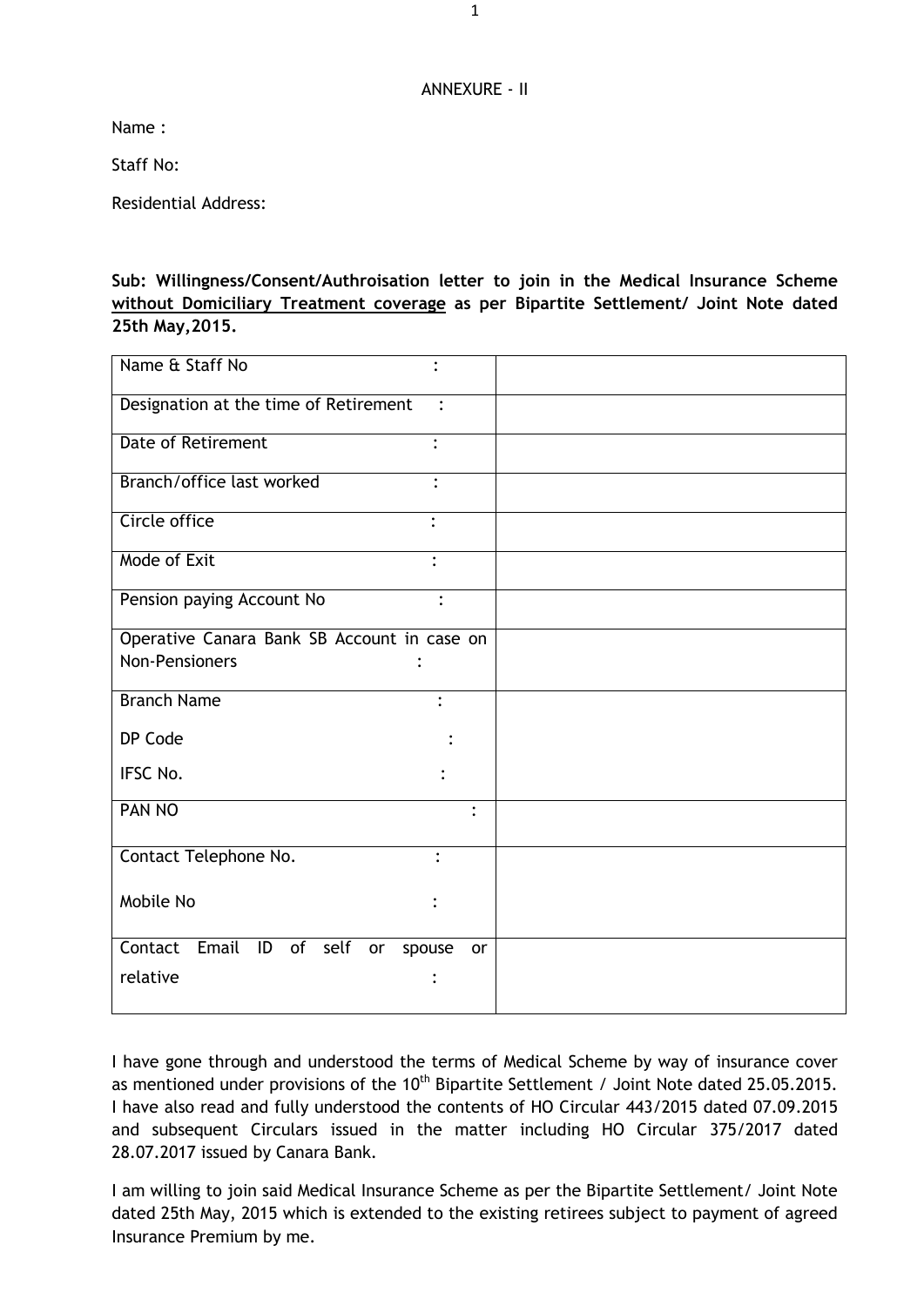ANNEXURE - II

Name :

Staff No:

Residential Address:

**Sub: Willingness/Consent/Authroisation letter to join in the Medical Insurance Scheme <u>without Domiciliary Treatment coverage</u> as per Bipartite Settlement/ Joint Note dated 25th May,2015.**

| | |
|---|---|
| Name & Staff No : | |
| Designation at the time of Retirement : | |
| Date of Retirement : | |
| Branch/office last worked : | |
| Circle office : | |
| Mode of Exit : | |
| Pension paying Account No : | |
| Operative Canara Bank SB Account in case on Non-Pensioners : | |
| Branch Name :<br>DP Code :<br>IFSC No. : | |
| PAN NO : | |
| Contact Telephone No. :<br>Mobile No : | |
| Contact Email ID of self or spouse or relative : | |

I have gone through and understood the terms of Medical Scheme by way of insurance cover as mentioned under provisions of the 10th Bipartite Settlement / Joint Note dated 25.05.2015. I have also read and fully understood the contents of HO Circular 443/2015 dated 07.09.2015 and subsequent Circulars issued in the matter including HO Circular 375/2017 dated 28.07.2017 issued by Canara Bank.

I am willing to join said Medical Insurance Scheme as per the Bipartite Settlement/ Joint Note dated 25th May, 2015 which is extended to the existing retirees subject to payment of agreed Insurance Premium by me.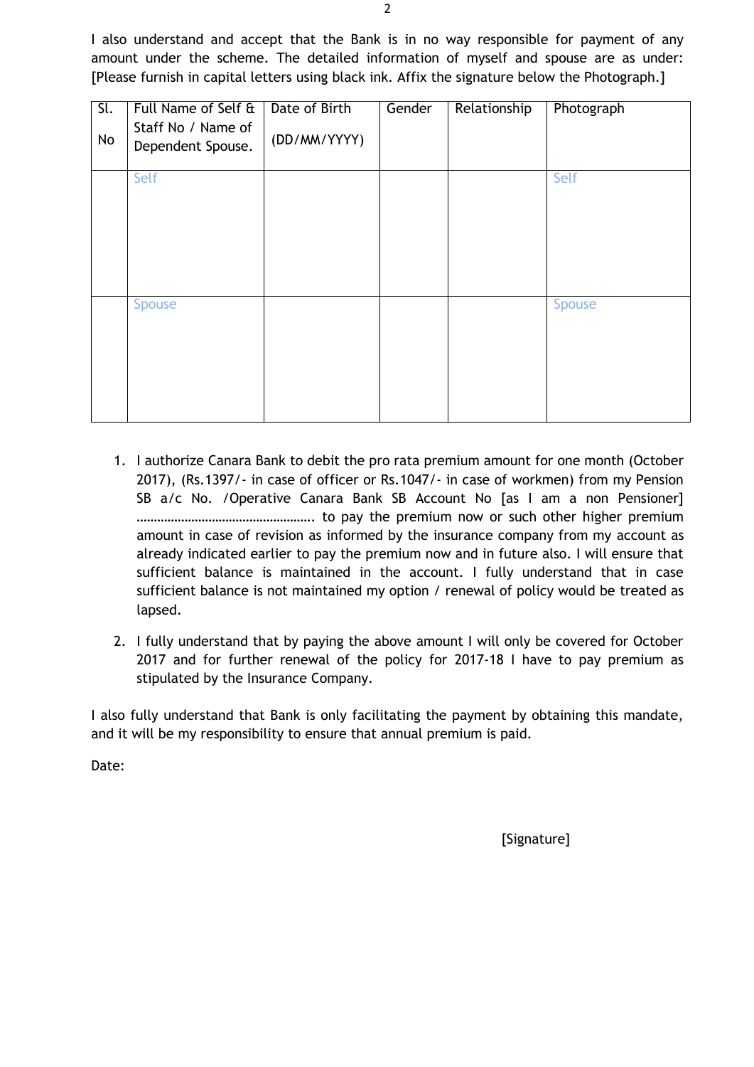I also understand and accept that the Bank is in no way responsible for payment of any amount under the scheme. The detailed information of myself and spouse are as under: [Please furnish in capital letters using black ink. Affix the signature below the Photograph.]

| Sl. No | Full Name of Self & Staff No / Name of Dependent Spouse. | Date of Birth (DD/MM/YYYY) | Gender | Relationship | Photograph |
|---|---|---|---|---|---|
| | Self | | | | Self |
| | Spouse | | | | Spouse |

1. I authorize Canara Bank to debit the pro rata premium amount for one month (October 2017), (Rs.1397/- in case of officer or Rs.1047/- in case of workmen) from my Pension SB a/c No. /Operative Canara Bank SB Account No [as I am a non Pensioner] ……………………………………………. to pay the premium now or such other higher premium amount in case of revision as informed by the insurance company from my account as already indicated earlier to pay the premium now and in future also. I will ensure that sufficient balance is maintained in the account. I fully understand that in case sufficient balance is not maintained my option / renewal of policy would be treated as lapsed.
2. I fully understand that by paying the above amount I will only be covered for October 2017 and for further renewal of the policy for 2017-18 I have to pay premium as stipulated by the Insurance Company.

I also fully understand that Bank is only facilitating the payment by obtaining this mandate, and it will be my responsibility to ensure that annual premium is paid.

Date:

[Signature]